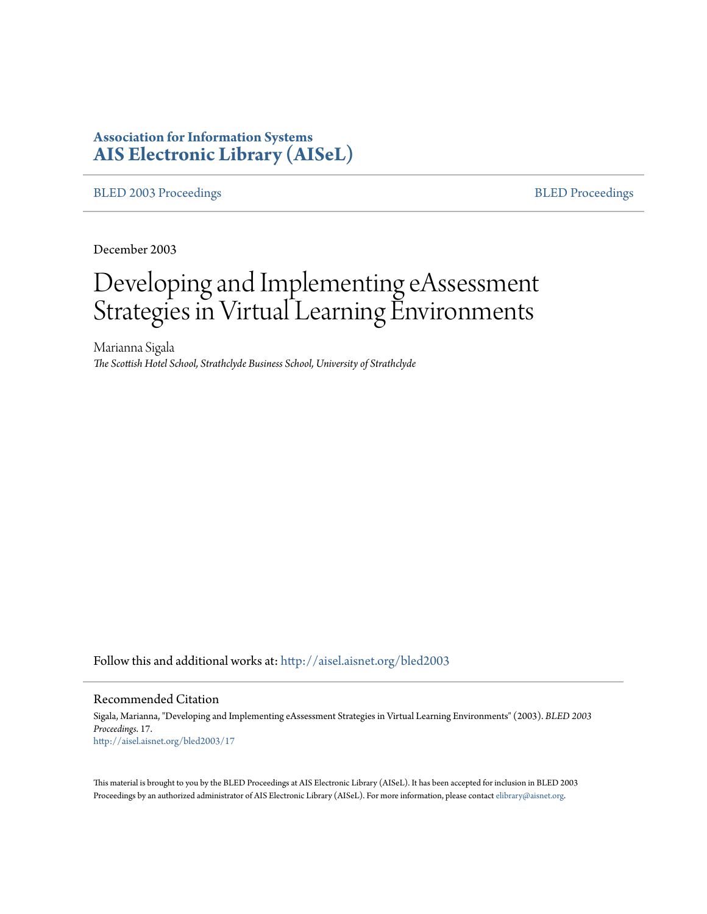**Association for Information Systems**
**[AIS Electronic Library (AISeL)](http://aisel.aisnet.org)**

BLED 2003 Proceedings | BLED Proceedings

---

December 2003

# Developing and Implementing eAssessment Strategies in Virtual Learning Environments

Marianna Sigala
*The Scottish Hotel School, Strathclyde Business School, University of Strathclyde*

Follow this and additional works at: http://aisel.aisnet.org/bled2003

---

## Recommended Citation

Sigala, Marianna, "Developing and Implementing eAssessment Strategies in Virtual Learning Environments" (2003). *BLED 2003 Proceedings*. 17.
http://aisel.aisnet.org/bled2003/17

This material is brought to you by the BLED Proceedings at AIS Electronic Library (AISeL). It has been accepted for inclusion in BLED 2003 Proceedings by an authorized administrator of AIS Electronic Library (AISeL). For more information, please contact elibrary@aisnet.org.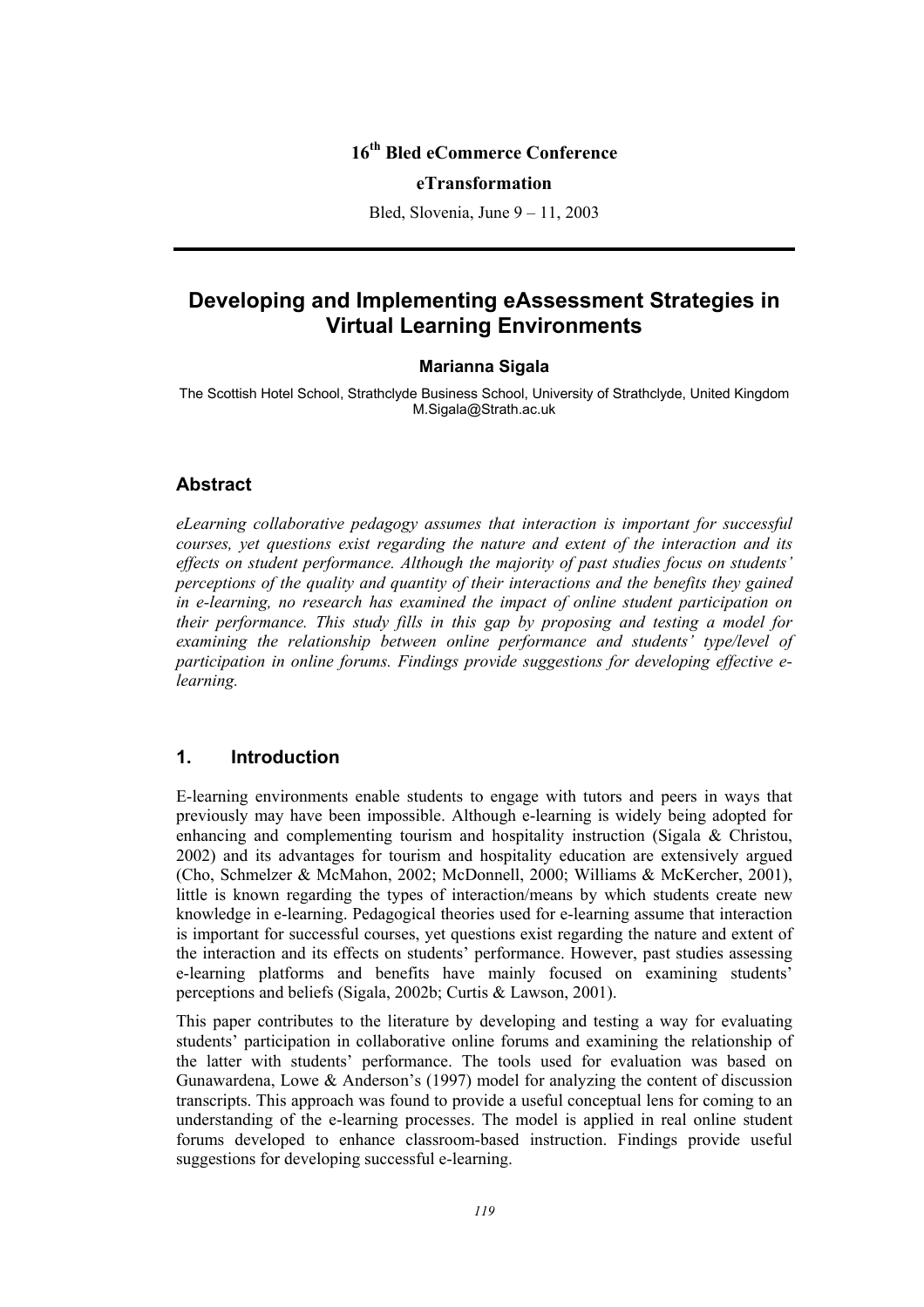**16th Bled eCommerce Conference**

**eTransformation**

Bled, Slovenia, June 9 – 11, 2003

# Developing and Implementing eAssessment Strategies in Virtual Learning Environments

**Marianna Sigala**

The Scottish Hotel School, Strathclyde Business School, University of Strathclyde, United Kingdom
M.Sigala@Strath.ac.uk

## Abstract

*eLearning collaborative pedagogy assumes that interaction is important for successful courses, yet questions exist regarding the nature and extent of the interaction and its effects on student performance. Although the majority of past studies focus on students' perceptions of the quality and quantity of their interactions and the benefits they gained in e-learning, no research has examined the impact of online student participation on their performance. This study fills in this gap by proposing and testing a model for examining the relationship between online performance and students' type/level of participation in online forums. Findings provide suggestions for developing effective e-learning.*

## 1. Introduction

E-learning environments enable students to engage with tutors and peers in ways that previously may have been impossible. Although e-learning is widely being adopted for enhancing and complementing tourism and hospitality instruction (Sigala & Christou, 2002) and its advantages for tourism and hospitality education are extensively argued (Cho, Schmelzer & McMahon, 2002; McDonnell, 2000; Williams & McKercher, 2001), little is known regarding the types of interaction/means by which students create new knowledge in e-learning. Pedagogical theories used for e-learning assume that interaction is important for successful courses, yet questions exist regarding the nature and extent of the interaction and its effects on students' performance. However, past studies assessing e-learning platforms and benefits have mainly focused on examining students' perceptions and beliefs (Sigala, 2002b; Curtis & Lawson, 2001).

This paper contributes to the literature by developing and testing a way for evaluating students' participation in collaborative online forums and examining the relationship of the latter with students' performance. The tools used for evaluation was based on Gunawardena, Lowe & Anderson's (1997) model for analyzing the content of discussion transcripts. This approach was found to provide a useful conceptual lens for coming to an understanding of the e-learning processes. The model is applied in real online student forums developed to enhance classroom-based instruction. Findings provide useful suggestions for developing successful e-learning.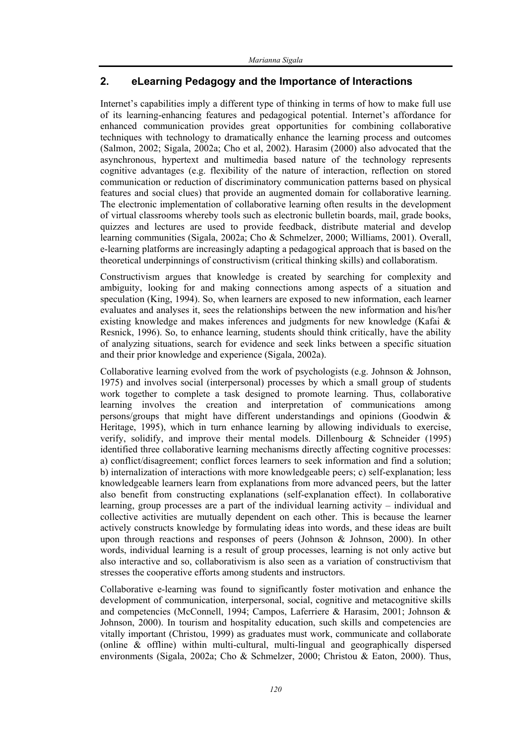## 2. eLearning Pedagogy and the Importance of Interactions

Internet's capabilities imply a different type of thinking in terms of how to make full use of its learning-enhancing features and pedagogical potential. Internet's affordance for enhanced communication provides great opportunities for combining collaborative techniques with technology to dramatically enhance the learning process and outcomes (Salmon, 2002; Sigala, 2002a; Cho et al, 2002). Harasim (2000) also advocated that the asynchronous, hypertext and multimedia based nature of the technology represents cognitive advantages (e.g. flexibility of the nature of interaction, reflection on stored communication or reduction of discriminatory communication patterns based on physical features and social clues) that provide an augmented domain for collaborative learning. The electronic implementation of collaborative learning often results in the development of virtual classrooms whereby tools such as electronic bulletin boards, mail, grade books, quizzes and lectures are used to provide feedback, distribute material and develop learning communities (Sigala, 2002a; Cho & Schmelzer, 2000; Williams, 2001). Overall, e-learning platforms are increasingly adapting a pedagogical approach that is based on the theoretical underpinnings of constructivism (critical thinking skills) and collaboratism.

Constructivism argues that knowledge is created by searching for complexity and ambiguity, looking for and making connections among aspects of a situation and speculation (King, 1994). So, when learners are exposed to new information, each learner evaluates and analyses it, sees the relationships between the new information and his/her existing knowledge and makes inferences and judgments for new knowledge (Kafai & Resnick, 1996). So, to enhance learning, students should think critically, have the ability of analyzing situations, search for evidence and seek links between a specific situation and their prior knowledge and experience (Sigala, 2002a).

Collaborative learning evolved from the work of psychologists (e.g. Johnson & Johnson, 1975) and involves social (interpersonal) processes by which a small group of students work together to complete a task designed to promote learning. Thus, collaborative learning involves the creation and interpretation of communications among persons/groups that might have different understandings and opinions (Goodwin & Heritage, 1995), which in turn enhance learning by allowing individuals to exercise, verify, solidify, and improve their mental models. Dillenbourg & Schneider (1995) identified three collaborative learning mechanisms directly affecting cognitive processes: a) conflict/disagreement; conflict forces learners to seek information and find a solution; b) internalization of interactions with more knowledgeable peers; c) self-explanation; less knowledgeable learners learn from explanations from more advanced peers, but the latter also benefit from constructing explanations (self-explanation effect). In collaborative learning, group processes are a part of the individual learning activity – individual and collective activities are mutually dependent on each other. This is because the learner actively constructs knowledge by formulating ideas into words, and these ideas are built upon through reactions and responses of peers (Johnson & Johnson, 2000). In other words, individual learning is a result of group processes, learning is not only active but also interactive and so, collaborativism is also seen as a variation of constructivism that stresses the cooperative efforts among students and instructors.

Collaborative e-learning was found to significantly foster motivation and enhance the development of communication, interpersonal, social, cognitive and metacognitive skills and competencies (McConnell, 1994; Campos, Laferriere & Harasim, 2001; Johnson & Johnson, 2000). In tourism and hospitality education, such skills and competencies are vitally important (Christou, 1999) as graduates must work, communicate and collaborate (online & offline) within multi-cultural, multi-lingual and geographically dispersed environments (Sigala, 2002a; Cho & Schmelzer, 2000; Christou & Eaton, 2000). Thus,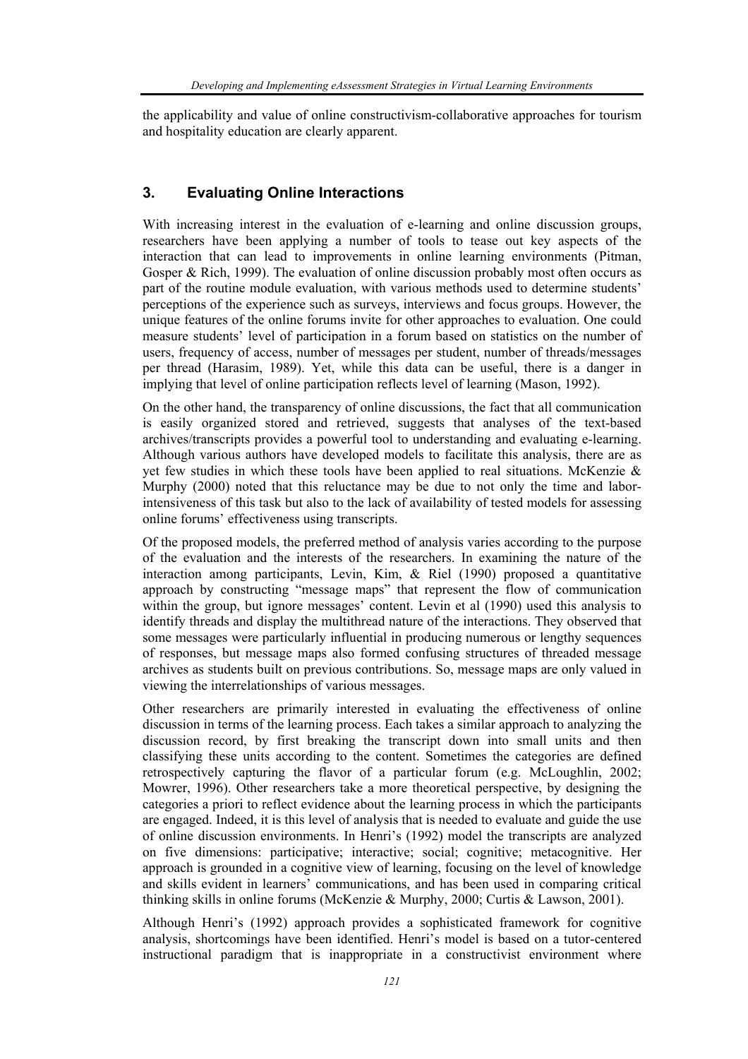the applicability and value of online constructivism-collaborative approaches for tourism and hospitality education are clearly apparent.

## 3. Evaluating Online Interactions

With increasing interest in the evaluation of e-learning and online discussion groups, researchers have been applying a number of tools to tease out key aspects of the interaction that can lead to improvements in online learning environments (Pitman, Gosper & Rich, 1999). The evaluation of online discussion probably most often occurs as part of the routine module evaluation, with various methods used to determine students' perceptions of the experience such as surveys, interviews and focus groups. However, the unique features of the online forums invite for other approaches to evaluation. One could measure students' level of participation in a forum based on statistics on the number of users, frequency of access, number of messages per student, number of threads/messages per thread (Harasim, 1989). Yet, while this data can be useful, there is a danger in implying that level of online participation reflects level of learning (Mason, 1992).

On the other hand, the transparency of online discussions, the fact that all communication is easily organized stored and retrieved, suggests that analyses of the text-based archives/transcripts provides a powerful tool to understanding and evaluating e-learning. Although various authors have developed models to facilitate this analysis, there are as yet few studies in which these tools have been applied to real situations. McKenzie & Murphy (2000) noted that this reluctance may be due to not only the time and labor-intensiveness of this task but also to the lack of availability of tested models for assessing online forums' effectiveness using transcripts.

Of the proposed models, the preferred method of analysis varies according to the purpose of the evaluation and the interests of the researchers. In examining the nature of the interaction among participants, Levin, Kim, & Riel (1990) proposed a quantitative approach by constructing "message maps" that represent the flow of communication within the group, but ignore messages' content. Levin et al (1990) used this analysis to identify threads and display the multithread nature of the interactions. They observed that some messages were particularly influential in producing numerous or lengthy sequences of responses, but message maps also formed confusing structures of threaded message archives as students built on previous contributions. So, message maps are only valued in viewing the interrelationships of various messages.

Other researchers are primarily interested in evaluating the effectiveness of online discussion in terms of the learning process. Each takes a similar approach to analyzing the discussion record, by first breaking the transcript down into small units and then classifying these units according to the content. Sometimes the categories are defined retrospectively capturing the flavor of a particular forum (e.g. McLoughlin, 2002; Mowrer, 1996). Other researchers take a more theoretical perspective, by designing the categories a priori to reflect evidence about the learning process in which the participants are engaged. Indeed, it is this level of analysis that is needed to evaluate and guide the use of online discussion environments. In Henri's (1992) model the transcripts are analyzed on five dimensions: participative; interactive; social; cognitive; metacognitive. Her approach is grounded in a cognitive view of learning, focusing on the level of knowledge and skills evident in learners' communications, and has been used in comparing critical thinking skills in online forums (McKenzie & Murphy, 2000; Curtis & Lawson, 2001).

Although Henri's (1992) approach provides a sophisticated framework for cognitive analysis, shortcomings have been identified. Henri's model is based on a tutor-centered instructional paradigm that is inappropriate in a constructivist environment where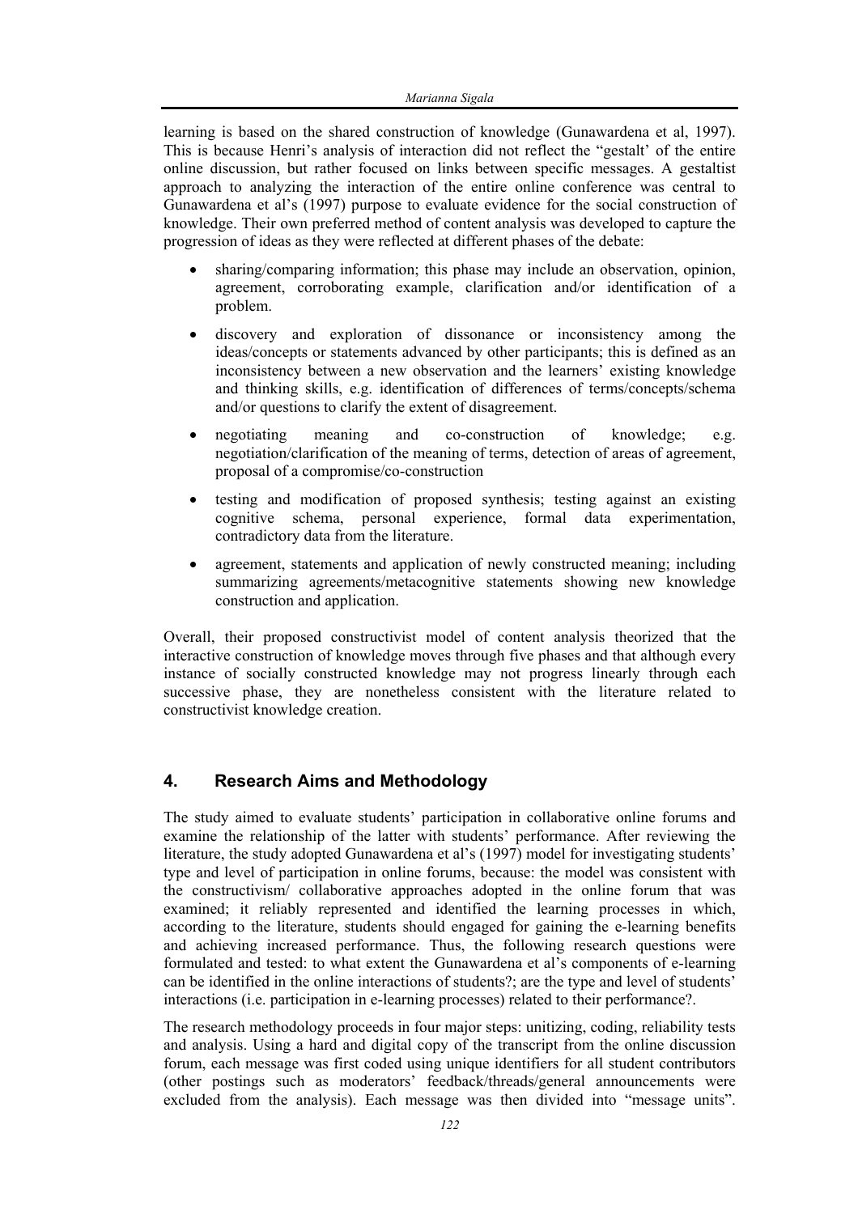learning is based on the shared construction of knowledge (Gunawardena et al, 1997). This is because Henri's analysis of interaction did not reflect the "gestalt" of the entire online discussion, but rather focused on links between specific messages. A gestaltist approach to analyzing the interaction of the entire online conference was central to Gunawardena et al's (1997) purpose to evaluate evidence for the social construction of knowledge. Their own preferred method of content analysis was developed to capture the progression of ideas as they were reflected at different phases of the debate:

- sharing/comparing information; this phase may include an observation, opinion, agreement, corroborating example, clarification and/or identification of a problem.
- discovery and exploration of dissonance or inconsistency among the ideas/concepts or statements advanced by other participants; this is defined as an inconsistency between a new observation and the learners' existing knowledge and thinking skills, e.g. identification of differences of terms/concepts/schema and/or questions to clarify the extent of disagreement.
- negotiating meaning and co-construction of knowledge; e.g. negotiation/clarification of the meaning of terms, detection of areas of agreement, proposal of a compromise/co-construction
- testing and modification of proposed synthesis; testing against an existing cognitive schema, personal experience, formal data experimentation, contradictory data from the literature.
- agreement, statements and application of newly constructed meaning; including summarizing agreements/metacognitive statements showing new knowledge construction and application.

Overall, their proposed constructivist model of content analysis theorized that the interactive construction of knowledge moves through five phases and that although every instance of socially constructed knowledge may not progress linearly through each successive phase, they are nonetheless consistent with the literature related to constructivist knowledge creation.

## 4. Research Aims and Methodology

The study aimed to evaluate students' participation in collaborative online forums and examine the relationship of the latter with students' performance. After reviewing the literature, the study adopted Gunawardena et al's (1997) model for investigating students' type and level of participation in online forums, because: the model was consistent with the constructivism/ collaborative approaches adopted in the online forum that was examined; it reliably represented and identified the learning processes in which, according to the literature, students should engaged for gaining the e-learning benefits and achieving increased performance. Thus, the following research questions were formulated and tested: to what extent the Gunawardena et al's components of e-learning can be identified in the online interactions of students?; are the type and level of students' interactions (i.e. participation in e-learning processes) related to their performance?.

The research methodology proceeds in four major steps: unitizing, coding, reliability tests and analysis. Using a hard and digital copy of the transcript from the online discussion forum, each message was first coded using unique identifiers for all student contributors (other postings such as moderators' feedback/threads/general announcements were excluded from the analysis). Each message was then divided into "message units".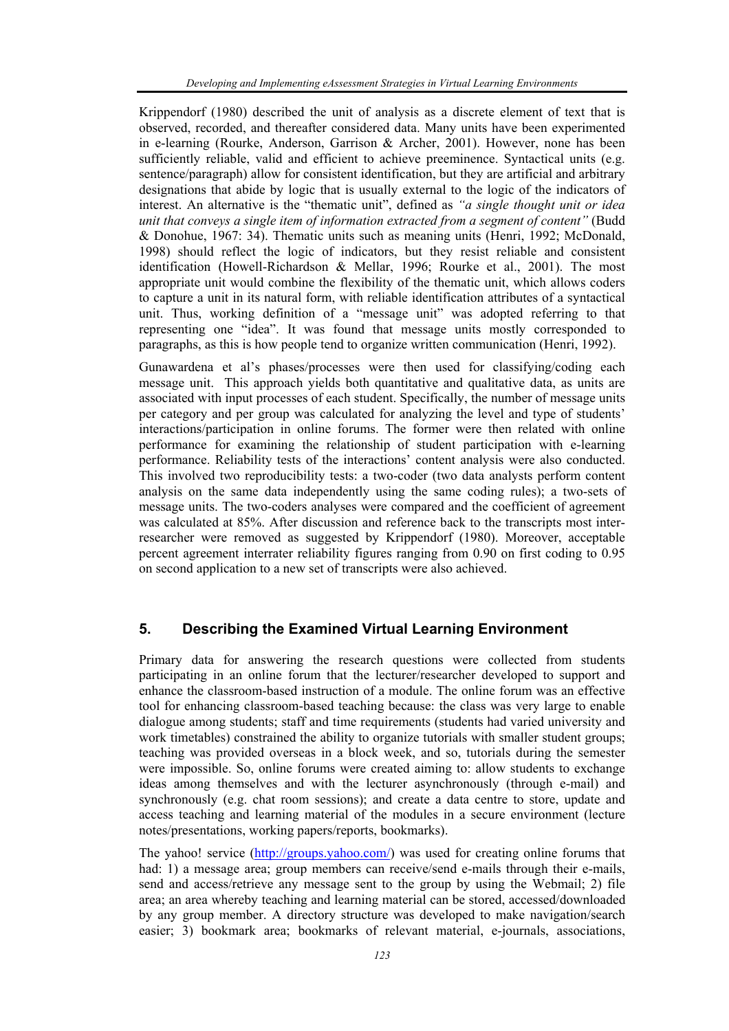Krippendorf (1980) described the unit of analysis as a discrete element of text that is observed, recorded, and thereafter considered data. Many units have been experimented in e-learning (Rourke, Anderson, Garrison & Archer, 2001). However, none has been sufficiently reliable, valid and efficient to achieve preeminence. Syntactical units (e.g. sentence/paragraph) allow for consistent identification, but they are artificial and arbitrary designations that abide by logic that is usually external to the logic of the indicators of interest. An alternative is the "thematic unit", defined as *"a single thought unit or idea unit that conveys a single item of information extracted from a segment of content"* (Budd & Donohue, 1967: 34). Thematic units such as meaning units (Henri, 1992; McDonald, 1998) should reflect the logic of indicators, but they resist reliable and consistent identification (Howell-Richardson & Mellar, 1996; Rourke et al., 2001). The most appropriate unit would combine the flexibility of the thematic unit, which allows coders to capture a unit in its natural form, with reliable identification attributes of a syntactical unit. Thus, working definition of a "message unit" was adopted referring to that representing one "idea". It was found that message units mostly corresponded to paragraphs, as this is how people tend to organize written communication (Henri, 1992).

Gunawardena et al's phases/processes were then used for classifying/coding each message unit. This approach yields both quantitative and qualitative data, as units are associated with input processes of each student. Specifically, the number of message units per category and per group was calculated for analyzing the level and type of students' interactions/participation in online forums. The former were then related with online performance for examining the relationship of student participation with e-learning performance. Reliability tests of the interactions' content analysis were also conducted. This involved two reproducibility tests: a two-coder (two data analysts perform content analysis on the same data independently using the same coding rules); a two-sets of message units. The two-coders analyses were compared and the coefficient of agreement was calculated at 85%. After discussion and reference back to the transcripts most inter-researcher were removed as suggested by Krippendorf (1980). Moreover, acceptable percent agreement interrater reliability figures ranging from 0.90 on first coding to 0.95 on second application to a new set of transcripts were also achieved.

## 5. Describing the Examined Virtual Learning Environment

Primary data for answering the research questions were collected from students participating in an online forum that the lecturer/researcher developed to support and enhance the classroom-based instruction of a module. The online forum was an effective tool for enhancing classroom-based teaching because: the class was very large to enable dialogue among students; staff and time requirements (students had varied university and work timetables) constrained the ability to organize tutorials with smaller student groups; teaching was provided overseas in a block week, and so, tutorials during the semester were impossible. So, online forums were created aiming to: allow students to exchange ideas among themselves and with the lecturer asynchronously (through e-mail) and synchronously (e.g. chat room sessions); and create a data centre to store, update and access teaching and learning material of the modules in a secure environment (lecture notes/presentations, working papers/reports, bookmarks).

The yahoo! service (http://groups.yahoo.com/) was used for creating online forums that had: 1) a message area; group members can receive/send e-mails through their e-mails, send and access/retrieve any message sent to the group by using the Webmail; 2) file area; an area whereby teaching and learning material can be stored, accessed/downloaded by any group member. A directory structure was developed to make navigation/search easier; 3) bookmark area; bookmarks of relevant material, e-journals, associations,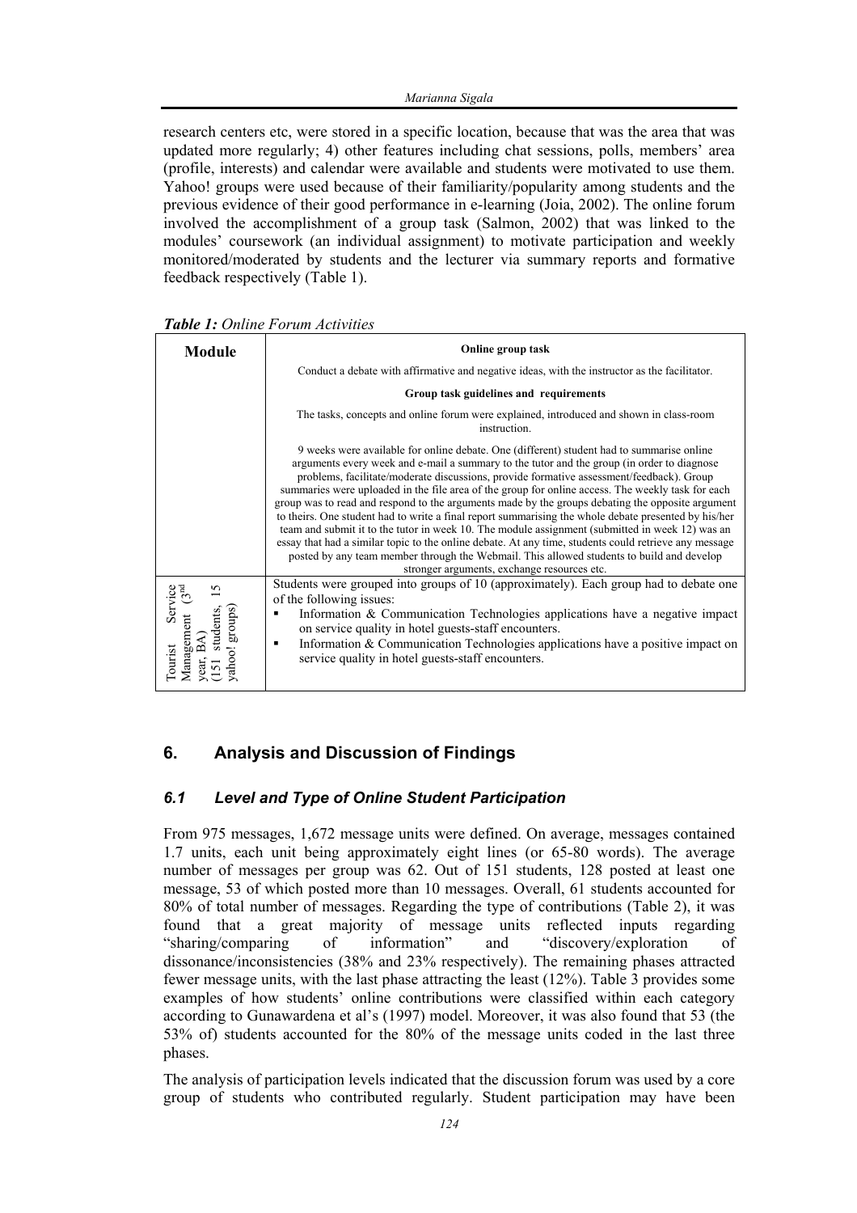research centers etc, were stored in a specific location, because that was the area that was updated more regularly; 4) other features including chat sessions, polls, members' area (profile, interests) and calendar were available and students were motivated to use them. Yahoo! groups were used because of their familiarity/popularity among students and the previous evidence of their good performance in e-learning (Joia, 2002). The online forum involved the accomplishment of a group task (Salmon, 2002) that was linked to the modules' coursework (an individual assignment) to motivate participation and weekly monitored/moderated by students and the lecturer via summary reports and formative feedback respectively (Table 1).

***Table 1:*** *Online Forum Activities*

| Module | Online group task |
|---|---|
| | Conduct a debate with affirmative and negative ideas, with the instructor as the facilitator. |
| | **Group task guidelines and requirements** |
| | The tasks, concepts and online forum were explained, introduced and shown in class-room instruction. |
| | 9 weeks were available for online debate. One (different) student had to summarise online arguments every week and e-mail a summary to the tutor and the group (in order to diagnose problems, facilitate/moderate discussions, provide formative assessment/feedback). Group summaries were uploaded in the file area of the group for online access. The weekly task for each group was to read and respond to the arguments made by the groups debating the opposite argument to theirs. One student had to write a final report summarising the whole debate presented by his/her team and submit it to the tutor in week 10. The module assignment (submitted in week 12) was an essay that had a similar topic to the online debate. At any time, students could retrieve any message posted by any team member through the Webmail. This allowed students to build and develop stronger arguments, exchange resources etc. |
| Tourist Service Management (3rd year, BA) (151 students, 15 yahoo! groups) | Students were grouped into groups of 10 (approximately). Each group had to debate one of the following issues:<br>▪ Information & Communication Technologies applications have a negative impact on service quality in hotel guests-staff encounters.<br>▪ Information & Communication Technologies applications have a positive impact on service quality in hotel guests-staff encounters. |

## 6. Analysis and Discussion of Findings

### *6.1 Level and Type of Online Student Participation*

From 975 messages, 1,672 message units were defined. On average, messages contained 1.7 units, each unit being approximately eight lines (or 65-80 words). The average number of messages per group was 62. Out of 151 students, 128 posted at least one message, 53 of which posted more than 10 messages. Overall, 61 students accounted for 80% of total number of messages. Regarding the type of contributions (Table 2), it was found that a great majority of message units reflected inputs regarding "sharing/comparing of information" and "discovery/exploration of dissonance/inconsistencies (38% and 23% respectively). The remaining phases attracted fewer message units, with the last phase attracting the least (12%). Table 3 provides some examples of how students' online contributions were classified within each category according to Gunawardena et al's (1997) model. Moreover, it was also found that 53 (the 53% of) students accounted for the 80% of the message units coded in the last three phases.

The analysis of participation levels indicated that the discussion forum was used by a core group of students who contributed regularly. Student participation may have been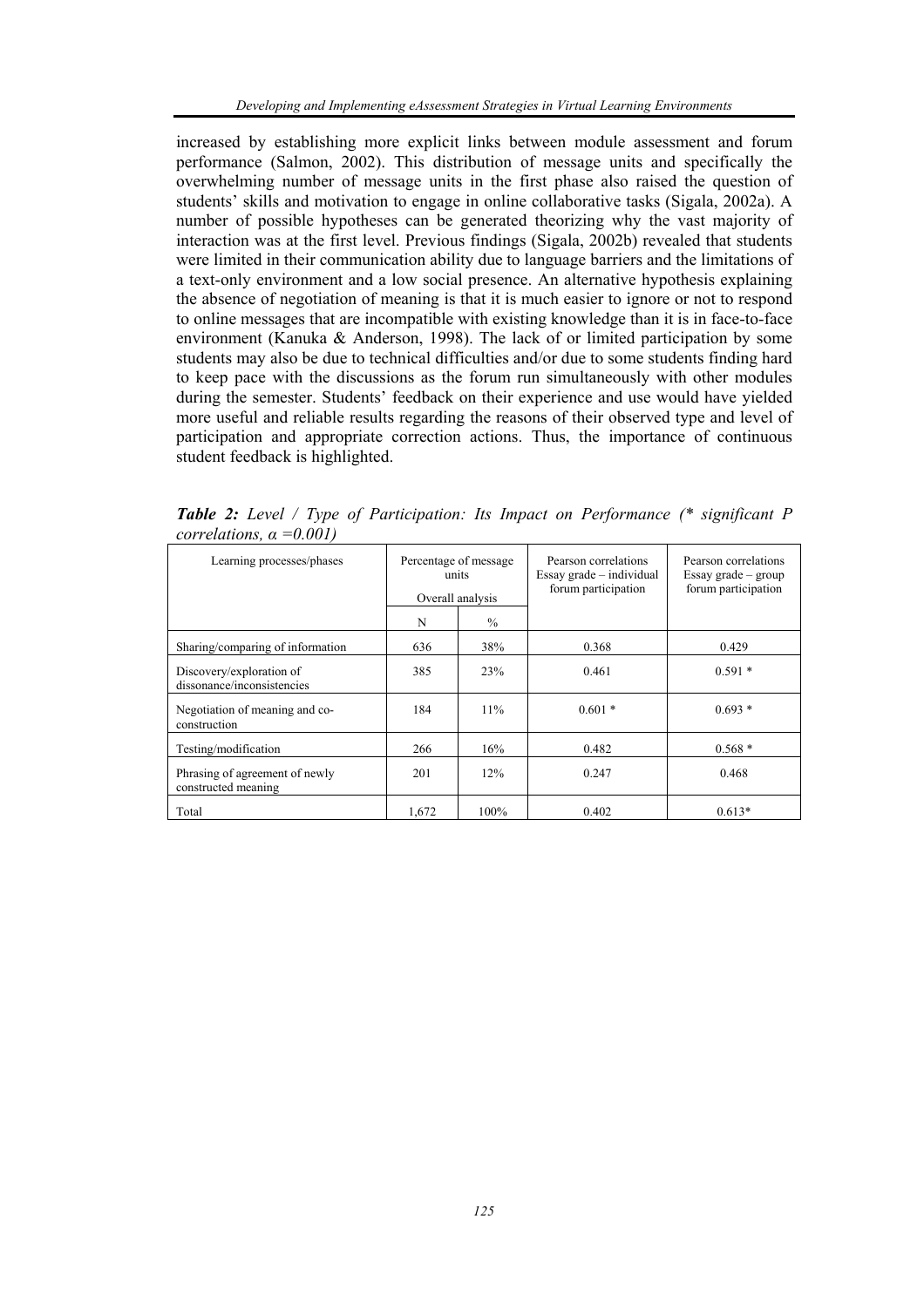increased by establishing more explicit links between module assessment and forum performance (Salmon, 2002). This distribution of message units and specifically the overwhelming number of message units in the first phase also raised the question of students' skills and motivation to engage in online collaborative tasks (Sigala, 2002a). A number of possible hypotheses can be generated theorizing why the vast majority of interaction was at the first level. Previous findings (Sigala, 2002b) revealed that students were limited in their communication ability due to language barriers and the limitations of a text-only environment and a low social presence. An alternative hypothesis explaining the absence of negotiation of meaning is that it is much easier to ignore or not to respond to online messages that are incompatible with existing knowledge than it is in face-to-face environment (Kanuka & Anderson, 1998). The lack of or limited participation by some students may also be due to technical difficulties and/or due to some students finding hard to keep pace with the discussions as the forum run simultaneously with other modules during the semester. Students' feedback on their experience and use would have yielded more useful and reliable results regarding the reasons of their observed type and level of participation and appropriate correction actions. Thus, the importance of continuous student feedback is highlighted.

***Table 2:*** *Level / Type of Participation: Its Impact on Performance (\* significant P correlations, α =0.001)*

| Learning processes/phases | Percentage of message units Overall analysis | | Pearson correlations Essay grade – individual forum participation | Pearson correlations Essay grade – group forum participation |
|---|---|---|---|---|
| | N | % | | |
| Sharing/comparing of information | 636 | 38% | 0.368 | 0.429 |
| Discovery/exploration of dissonance/inconsistencies | 385 | 23% | 0.461 | 0.591 * |
| Negotiation of meaning and co-construction | 184 | 11% | 0.601 * | 0.693 * |
| Testing/modification | 266 | 16% | 0.482 | 0.568 * |
| Phrasing of agreement of newly constructed meaning | 201 | 12% | 0.247 | 0.468 |
| Total | 1,672 | 100% | 0.402 | 0.613* |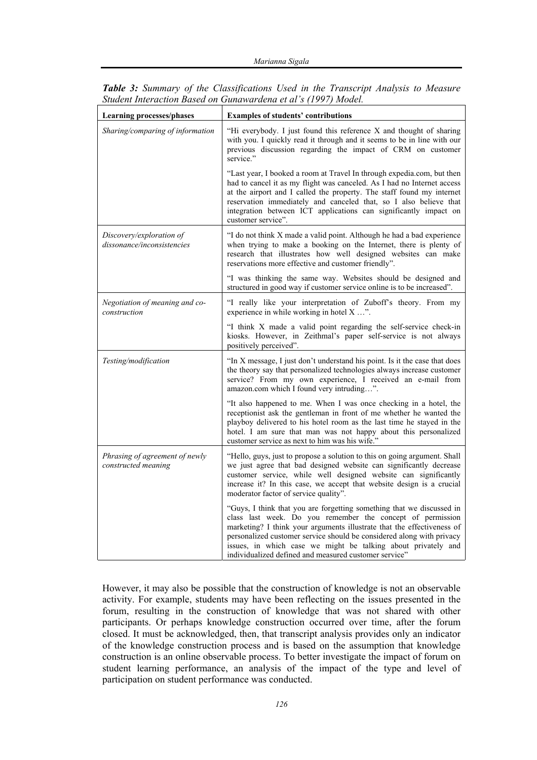***Table 3:** Summary of the Classifications Used in the Transcript Analysis to Measure Student Interaction Based on Gunawardena et al's (1997) Model.*

| **Learning processes/phases** | **Examples of students' contributions** |
|---|---|
| *Sharing/comparing of information* | "Hi everybody. I just found this reference X and thought of sharing with you. I quickly read it through and it seems to be in line with our previous discussion regarding the impact of CRM on customer service." |
| | "Last year, I booked a room at Travel In through expedia.com, but then had to cancel it as my flight was canceled. As I had no Internet access at the airport and I called the property. The staff found my internet reservation immediately and canceled that, so I also believe that integration between ICT applications can significantly impact on customer service". |
| *Discovery/exploration of dissonance/inconsistencies* | "I do not think X made a valid point. Although he had a bad experience when trying to make a booking on the Internet, there is plenty of research that illustrates how well designed websites can make reservations more effective and customer friendly". |
| | "I was thinking the same way. Websites should be designed and structured in good way if customer service online is to be increased". |
| *Negotiation of meaning and co-construction* | "I really like your interpretation of Zuboff's theory. From my experience in while working in hotel X …". |
| | "I think X made a valid point regarding the self-service check-in kiosks. However, in Zeithmal's paper self-service is not always positively perceived". |
| *Testing/modification* | "In X message, I just don't understand his point. Is it the case that does the theory say that personalized technologies always increase customer service? From my own experience, I received an e-mail from amazon.com which I found very intruding…". |
| | "It also happened to me. When I was once checking in a hotel, the receptionist ask the gentleman in front of me whether he wanted the playboy delivered to his hotel room as the last time he stayed in the hotel. I am sure that man was not happy about this personalized customer service as next to him was his wife." |
| *Phrasing of agreement of newly constructed meaning* | "Hello, guys, just to propose a solution to this on going argument. Shall we just agree that bad designed website can significantly decrease customer service, while well designed website can significantly increase it? In this case, we accept that website design is a crucial moderator factor of service quality". |
| | "Guys, I think that you are forgetting something that we discussed in class last week. Do you remember the concept of permission marketing? I think your arguments illustrate that the effectiveness of personalized customer service should be considered along with privacy issues, in which case we might be talking about privately and individualized defined and measured customer service" |

However, it may also be possible that the construction of knowledge is not an observable activity. For example, students may have been reflecting on the issues presented in the forum, resulting in the construction of knowledge that was not shared with other participants. Or perhaps knowledge construction occurred over time, after the forum closed. It must be acknowledged, then, that transcript analysis provides only an indicator of the knowledge construction process and is based on the assumption that knowledge construction is an online observable process. To better investigate the impact of forum on student learning performance, an analysis of the impact of the type and level of participation on student performance was conducted.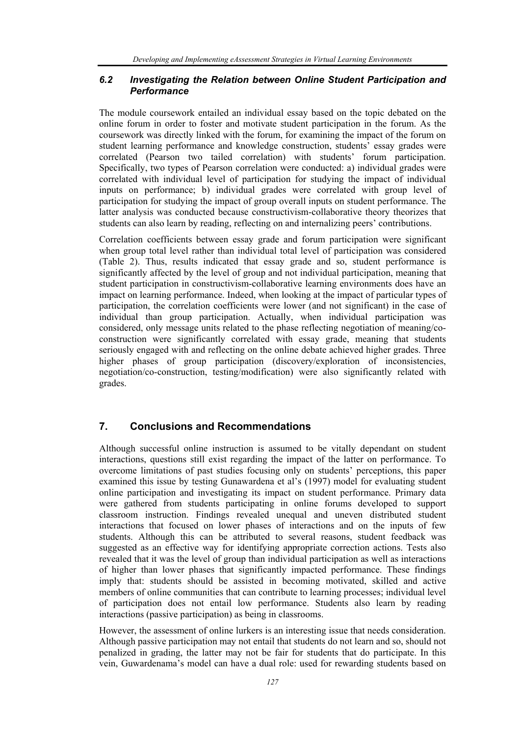### *6.2 Investigating the Relation between Online Student Participation and Performance*

The module coursework entailed an individual essay based on the topic debated on the online forum in order to foster and motivate student participation in the forum. As the coursework was directly linked with the forum, for examining the impact of the forum on student learning performance and knowledge construction, students' essay grades were correlated (Pearson two tailed correlation) with students' forum participation. Specifically, two types of Pearson correlation were conducted: a) individual grades were correlated with individual level of participation for studying the impact of individual inputs on performance; b) individual grades were correlated with group level of participation for studying the impact of group overall inputs on student performance. The latter analysis was conducted because constructivism-collaborative theory theorizes that students can also learn by reading, reflecting on and internalizing peers' contributions.

Correlation coefficients between essay grade and forum participation were significant when group total level rather than individual total level of participation was considered (Table 2). Thus, results indicated that essay grade and so, student performance is significantly affected by the level of group and not individual participation, meaning that student participation in constructivism-collaborative learning environments does have an impact on learning performance. Indeed, when looking at the impact of particular types of participation, the correlation coefficients were lower (and not significant) in the case of individual than group participation. Actually, when individual participation was considered, only message units related to the phase reflecting negotiation of meaning/co-construction were significantly correlated with essay grade, meaning that students seriously engaged with and reflecting on the online debate achieved higher grades. Three higher phases of group participation (discovery/exploration of inconsistencies, negotiation/co-construction, testing/modification) were also significantly related with grades.

## 7. Conclusions and Recommendations

Although successful online instruction is assumed to be vitally dependant on student interactions, questions still exist regarding the impact of the latter on performance. To overcome limitations of past studies focusing only on students' perceptions, this paper examined this issue by testing Gunawardena et al's (1997) model for evaluating student online participation and investigating its impact on student performance. Primary data were gathered from students participating in online forums developed to support classroom instruction. Findings revealed unequal and uneven distributed student interactions that focused on lower phases of interactions and on the inputs of few students. Although this can be attributed to several reasons, student feedback was suggested as an effective way for identifying appropriate correction actions. Tests also revealed that it was the level of group than individual participation as well as interactions of higher than lower phases that significantly impacted performance. These findings imply that: students should be assisted in becoming motivated, skilled and active members of online communities that can contribute to learning processes; individual level of participation does not entail low performance. Students also learn by reading interactions (passive participation) as being in classrooms.

However, the assessment of online lurkers is an interesting issue that needs consideration. Although passive participation may not entail that students do not learn and so, should not penalized in grading, the latter may not be fair for students that do participate. In this vein, Guwardenama's model can have a dual role: used for rewarding students based on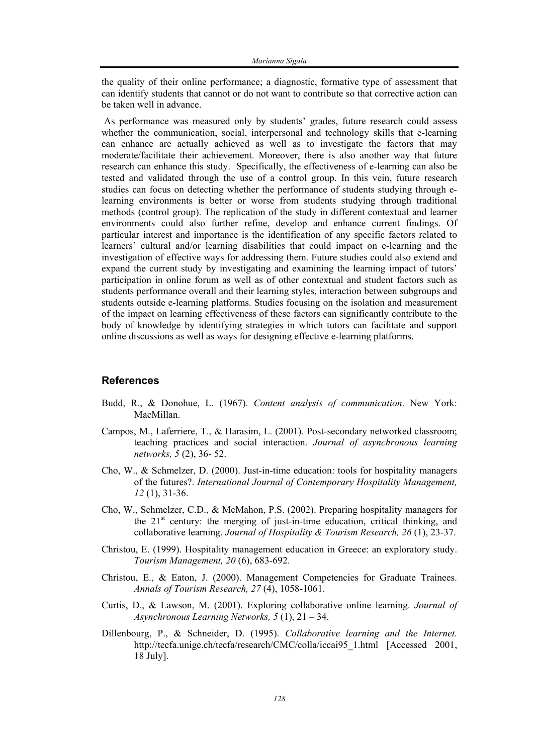the quality of their online performance; a diagnostic, formative type of assessment that can identify students that cannot or do not want to contribute so that corrective action can be taken well in advance.

As performance was measured only by students' grades, future research could assess whether the communication, social, interpersonal and technology skills that e-learning can enhance are actually achieved as well as to investigate the factors that may moderate/facilitate their achievement. Moreover, there is also another way that future research can enhance this study. Specifically, the effectiveness of e-learning can also be tested and validated through the use of a control group. In this vein, future research studies can focus on detecting whether the performance of students studying through e-learning environments is better or worse from students studying through traditional methods (control group). The replication of the study in different contextual and learner environments could also further refine, develop and enhance current findings. Of particular interest and importance is the identification of any specific factors related to learners' cultural and/or learning disabilities that could impact on e-learning and the investigation of effective ways for addressing them. Future studies could also extend and expand the current study by investigating and examining the learning impact of tutors' participation in online forum as well as of other contextual and student factors such as students performance overall and their learning styles, interaction between subgroups and students outside e-learning platforms. Studies focusing on the isolation and measurement of the impact on learning effectiveness of these factors can significantly contribute to the body of knowledge by identifying strategies in which tutors can facilitate and support online discussions as well as ways for designing effective e-learning platforms.

## References

Budd, R., & Donohue, L. (1967). *Content analysis of communication*. New York: MacMillan.

Campos, M., Laferriere, T., & Harasim, L. (2001). Post-secondary networked classroom; teaching practices and social interaction. *Journal of asynchronous learning networks, 5* (2), 36- 52.

Cho, W., & Schmelzer, D. (2000). Just-in-time education: tools for hospitality managers of the futures?. *International Journal of Contemporary Hospitality Management, 12* (1), 31-36.

Cho, W., Schmelzer, C.D., & McMahon, P.S. (2002). Preparing hospitality managers for the 21st century: the merging of just-in-time education, critical thinking, and collaborative learning. *Journal of Hospitality & Tourism Research, 26* (1), 23-37.

Christou, E. (1999). Hospitality management education in Greece: an exploratory study. *Tourism Management, 20* (6), 683-692.

Christou, E., & Eaton, J. (2000). Management Competencies for Graduate Trainees. *Annals of Tourism Research, 27* (4), 1058-1061.

Curtis, D., & Lawson, M. (2001). Exploring collaborative online learning. *Journal of Asynchronous Learning Networks, 5* (1), 21 – 34.

Dillenbourg, P., & Schneider, D. (1995). *Collaborative learning and the Internet.* http://tecfa.unige.ch/tecfa/research/CMC/colla/iccai95_1.html [Accessed 2001, 18 July].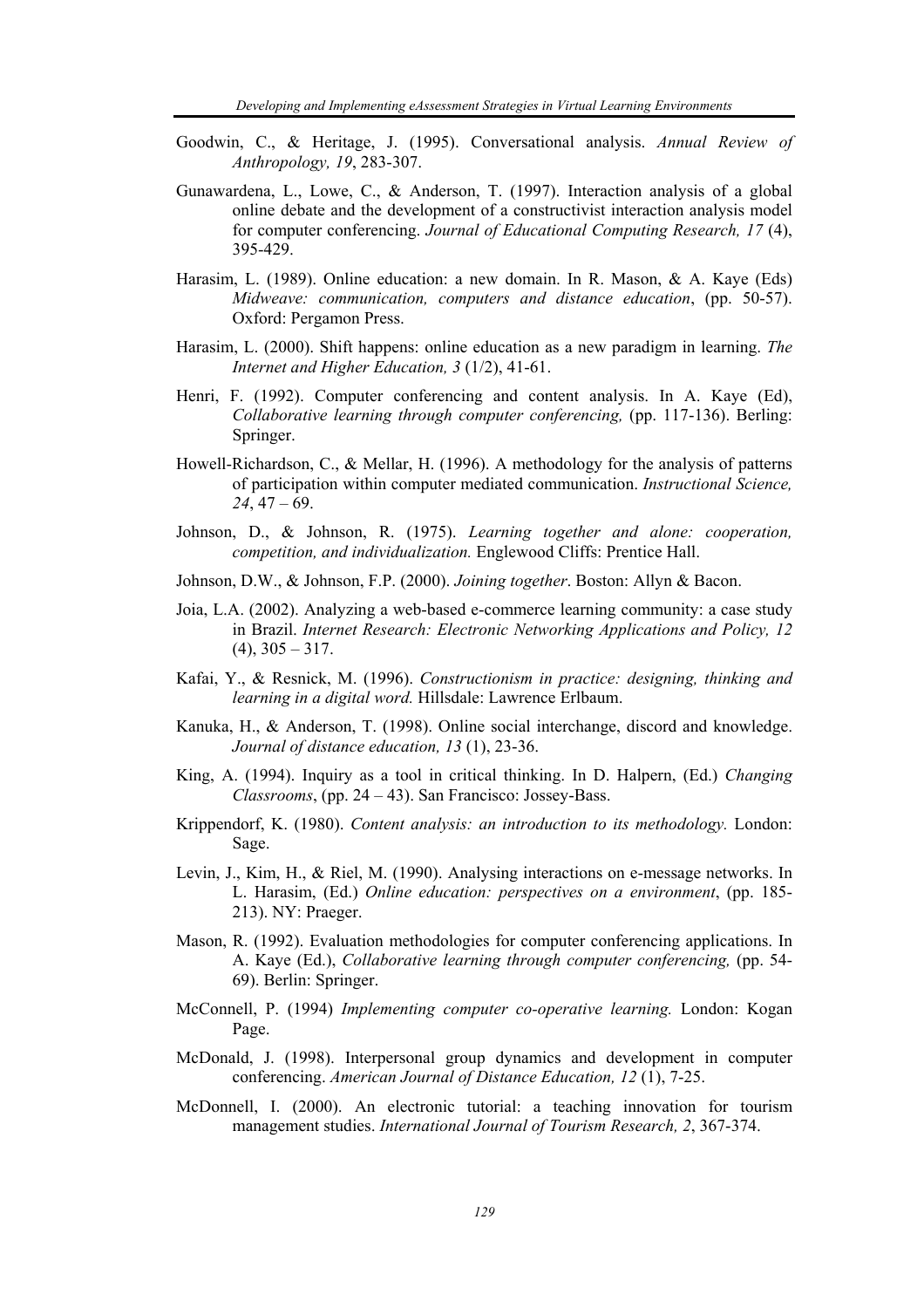Goodwin, C., & Heritage, J. (1995). Conversational analysis. *Annual Review of Anthropology, 19*, 283-307.

Gunawardena, L., Lowe, C., & Anderson, T. (1997). Interaction analysis of a global online debate and the development of a constructivist interaction analysis model for computer conferencing. *Journal of Educational Computing Research, 17* (4), 395-429.

Harasim, L. (1989). Online education: a new domain. In R. Mason, & A. Kaye (Eds) *Midweave: communication, computers and distance education*, (pp. 50-57). Oxford: Pergamon Press.

Harasim, L. (2000). Shift happens: online education as a new paradigm in learning. *The Internet and Higher Education, 3* (1/2), 41-61.

Henri, F. (1992). Computer conferencing and content analysis. In A. Kaye (Ed), *Collaborative learning through computer conferencing,* (pp. 117-136). Berling: Springer.

Howell-Richardson, C., & Mellar, H. (1996). A methodology for the analysis of patterns of participation within computer mediated communication. *Instructional Science, 24*, 47 – 69.

Johnson, D., & Johnson, R. (1975). *Learning together and alone: cooperation, competition, and individualization.* Englewood Cliffs: Prentice Hall.

Johnson, D.W., & Johnson, F.P. (2000). *Joining together*. Boston: Allyn & Bacon.

Joia, L.A. (2002). Analyzing a web-based e-commerce learning community: a case study in Brazil. *Internet Research: Electronic Networking Applications and Policy, 12* (4), 305 – 317.

Kafai, Y., & Resnick, M. (1996). *Constructionism in practice: designing, thinking and learning in a digital word.* Hillsdale: Lawrence Erlbaum.

Kanuka, H., & Anderson, T. (1998). Online social interchange, discord and knowledge. *Journal of distance education, 13* (1), 23-36.

King, A. (1994). Inquiry as a tool in critical thinking. In D. Halpern, (Ed.) *Changing Classrooms*, (pp. 24 – 43). San Francisco: Jossey-Bass.

Krippendorf, K. (1980). *Content analysis: an introduction to its methodology.* London: Sage.

Levin, J., Kim, H., & Riel, M. (1990). Analysing interactions on e-message networks. In L. Harasim, (Ed.) *Online education: perspectives on a environment*, (pp. 185-213). NY: Praeger.

Mason, R. (1992). Evaluation methodologies for computer conferencing applications. In A. Kaye (Ed.), *Collaborative learning through computer conferencing,* (pp. 54-69). Berlin: Springer.

McConnell, P. (1994) *Implementing computer co-operative learning.* London: Kogan Page.

McDonald, J. (1998). Interpersonal group dynamics and development in computer conferencing. *American Journal of Distance Education, 12* (1), 7-25.

McDonnell, I. (2000). An electronic tutorial: a teaching innovation for tourism management studies. *International Journal of Tourism Research, 2*, 367-374.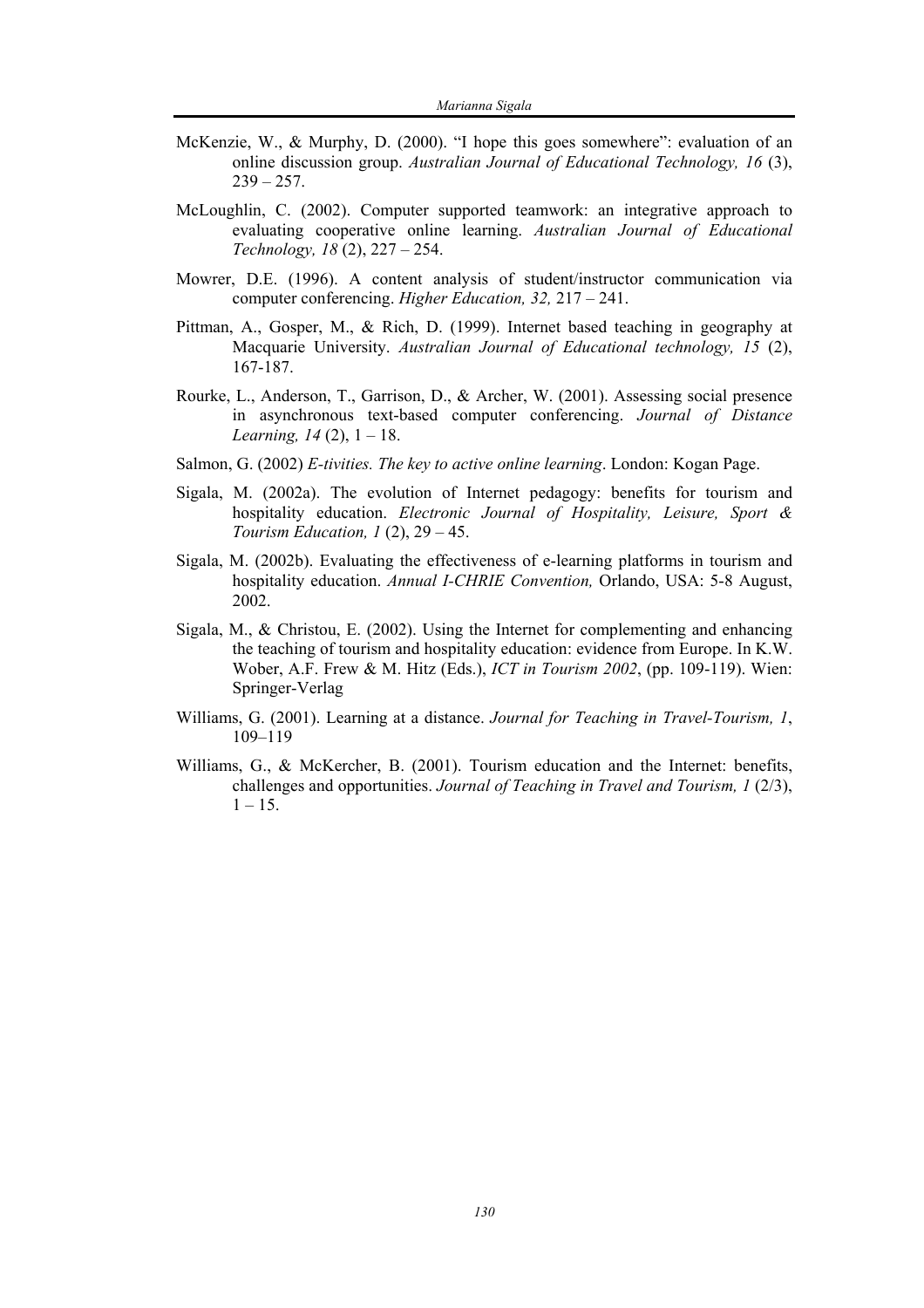McKenzie, W., & Murphy, D. (2000). "I hope this goes somewhere": evaluation of an online discussion group. *Australian Journal of Educational Technology, 16* (3), 239 – 257.

McLoughlin, C. (2002). Computer supported teamwork: an integrative approach to evaluating cooperative online learning. *Australian Journal of Educational Technology, 18* (2), 227 – 254.

Mowrer, D.E. (1996). A content analysis of student/instructor communication via computer conferencing. *Higher Education, 32,* 217 – 241.

Pittman, A., Gosper, M., & Rich, D. (1999). Internet based teaching in geography at Macquarie University. *Australian Journal of Educational technology, 15* (2), 167-187.

Rourke, L., Anderson, T., Garrison, D., & Archer, W. (2001). Assessing social presence in asynchronous text-based computer conferencing. *Journal of Distance Learning, 14* (2), 1 – 18.

Salmon, G. (2002) *E-tivities. The key to active online learning*. London: Kogan Page.

Sigala, M. (2002a). The evolution of Internet pedagogy: benefits for tourism and hospitality education. *Electronic Journal of Hospitality, Leisure, Sport & Tourism Education, 1* (2), 29 – 45.

Sigala, M. (2002b). Evaluating the effectiveness of e-learning platforms in tourism and hospitality education. *Annual I-CHRIE Convention,* Orlando, USA: 5-8 August, 2002.

Sigala, M., & Christou, E. (2002). Using the Internet for complementing and enhancing the teaching of tourism and hospitality education: evidence from Europe. In K.W. Wober, A.F. Frew & M. Hitz (Eds.), *ICT in Tourism 2002*, (pp. 109-119). Wien: Springer-Verlag

Williams, G. (2001). Learning at a distance. *Journal for Teaching in Travel-Tourism, 1*, 109–119

Williams, G., & McKercher, B. (2001). Tourism education and the Internet: benefits, challenges and opportunities. *Journal of Teaching in Travel and Tourism, 1* (2/3), 1 – 15.